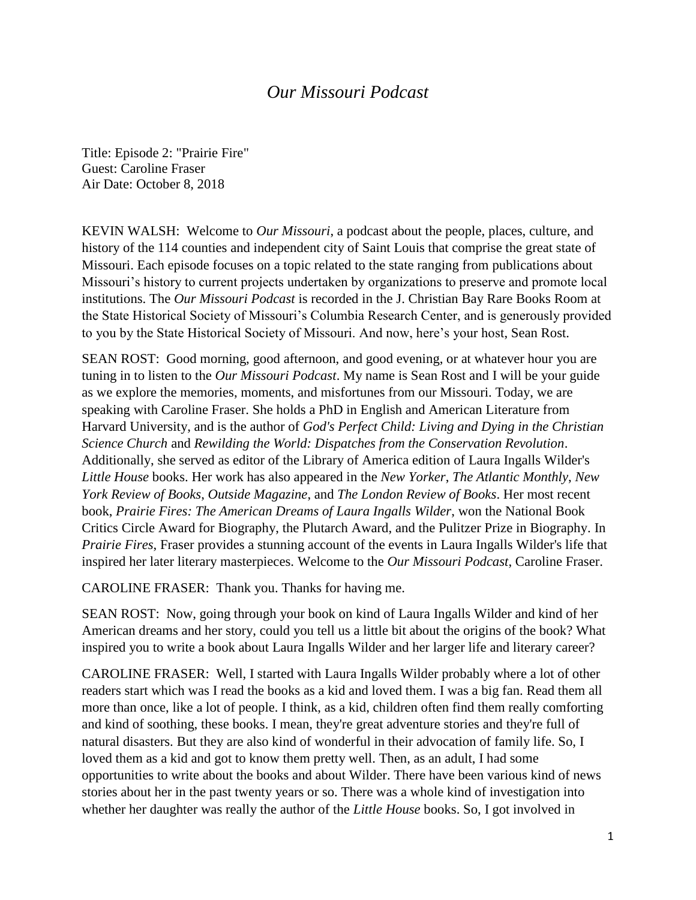# *Our Missouri Podcast*

Title: Episode 2: "Prairie Fire"
Guest: Caroline Fraser
Air Date: October 8, 2018

KEVIN WALSH: Welcome to *Our Missouri*, a podcast about the people, places, culture, and history of the 114 counties and independent city of Saint Louis that comprise the great state of Missouri. Each episode focuses on a topic related to the state ranging from publications about Missouri's history to current projects undertaken by organizations to preserve and promote local institutions. The *Our Missouri Podcast* is recorded in the J. Christian Bay Rare Books Room at the State Historical Society of Missouri's Columbia Research Center, and is generously provided to you by the State Historical Society of Missouri. And now, here's your host, Sean Rost.

SEAN ROST: Good morning, good afternoon, and good evening, or at whatever hour you are tuning in to listen to the *Our Missouri Podcast*. My name is Sean Rost and I will be your guide as we explore the memories, moments, and misfortunes from our Missouri. Today, we are speaking with Caroline Fraser. She holds a PhD in English and American Literature from Harvard University, and is the author of *God's Perfect Child: Living and Dying in the Christian Science Church* and *Rewilding the World: Dispatches from the Conservation Revolution*. Additionally, she served as editor of the Library of America edition of Laura Ingalls Wilder's *Little House* books. Her work has also appeared in the *New Yorker*, *The Atlantic Monthly*, *New York Review of Books*, *Outside Magazine*, and *The London Review of Books*. Her most recent book, *Prairie Fires: The American Dreams of Laura Ingalls Wilder*, won the National Book Critics Circle Award for Biography, the Plutarch Award, and the Pulitzer Prize in Biography. In *Prairie Fires*, Fraser provides a stunning account of the events in Laura Ingalls Wilder's life that inspired her later literary masterpieces. Welcome to the *Our Missouri Podcast*, Caroline Fraser.

CAROLINE FRASER: Thank you. Thanks for having me.

SEAN ROST: Now, going through your book on kind of Laura Ingalls Wilder and kind of her American dreams and her story, could you tell us a little bit about the origins of the book? What inspired you to write a book about Laura Ingalls Wilder and her larger life and literary career?

CAROLINE FRASER: Well, I started with Laura Ingalls Wilder probably where a lot of other readers start which was I read the books as a kid and loved them. I was a big fan. Read them all more than once, like a lot of people. I think, as a kid, children often find them really comforting and kind of soothing, these books. I mean, they're great adventure stories and they're full of natural disasters. But they are also kind of wonderful in their advocation of family life. So, I loved them as a kid and got to know them pretty well. Then, as an adult, I had some opportunities to write about the books and about Wilder. There have been various kind of news stories about her in the past twenty years or so. There was a whole kind of investigation into whether her daughter was really the author of the *Little House* books. So, I got involved in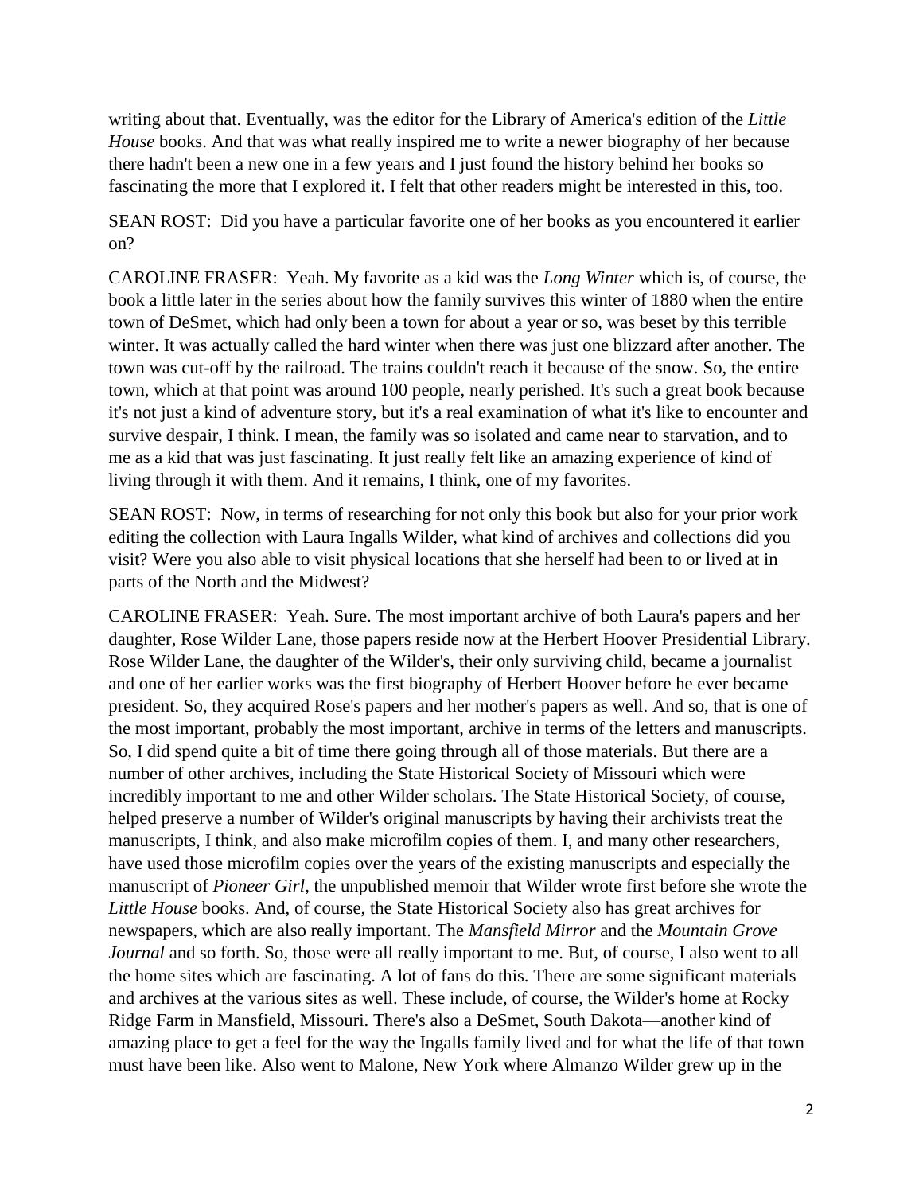writing about that. Eventually, was the editor for the Library of America's edition of the *Little House* books. And that was what really inspired me to write a newer biography of her because there hadn't been a new one in a few years and I just found the history behind her books so fascinating the more that I explored it. I felt that other readers might be interested in this, too.

SEAN ROST: Did you have a particular favorite one of her books as you encountered it earlier on?

CAROLINE FRASER: Yeah. My favorite as a kid was the *Long Winter* which is, of course, the book a little later in the series about how the family survives this winter of 1880 when the entire town of DeSmet, which had only been a town for about a year or so, was beset by this terrible winter. It was actually called the hard winter when there was just one blizzard after another. The town was cut-off by the railroad. The trains couldn't reach it because of the snow. So, the entire town, which at that point was around 100 people, nearly perished. It's such a great book because it's not just a kind of adventure story, but it's a real examination of what it's like to encounter and survive despair, I think. I mean, the family was so isolated and came near to starvation, and to me as a kid that was just fascinating. It just really felt like an amazing experience of kind of living through it with them. And it remains, I think, one of my favorites.

SEAN ROST: Now, in terms of researching for not only this book but also for your prior work editing the collection with Laura Ingalls Wilder, what kind of archives and collections did you visit? Were you also able to visit physical locations that she herself had been to or lived at in parts of the North and the Midwest?

CAROLINE FRASER: Yeah. Sure. The most important archive of both Laura's papers and her daughter, Rose Wilder Lane, those papers reside now at the Herbert Hoover Presidential Library. Rose Wilder Lane, the daughter of the Wilder's, their only surviving child, became a journalist and one of her earlier works was the first biography of Herbert Hoover before he ever became president. So, they acquired Rose's papers and her mother's papers as well. And so, that is one of the most important, probably the most important, archive in terms of the letters and manuscripts. So, I did spend quite a bit of time there going through all of those materials. But there are a number of other archives, including the State Historical Society of Missouri which were incredibly important to me and other Wilder scholars. The State Historical Society, of course, helped preserve a number of Wilder's original manuscripts by having their archivists treat the manuscripts, I think, and also make microfilm copies of them. I, and many other researchers, have used those microfilm copies over the years of the existing manuscripts and especially the manuscript of *Pioneer Girl*, the unpublished memoir that Wilder wrote first before she wrote the *Little House* books. And, of course, the State Historical Society also has great archives for newspapers, which are also really important. The *Mansfield Mirror* and the *Mountain Grove Journal* and so forth. So, those were all really important to me. But, of course, I also went to all the home sites which are fascinating. A lot of fans do this. There are some significant materials and archives at the various sites as well. These include, of course, the Wilder's home at Rocky Ridge Farm in Mansfield, Missouri. There's also a DeSmet, South Dakota—another kind of amazing place to get a feel for the way the Ingalls family lived and for what the life of that town must have been like. Also went to Malone, New York where Almanzo Wilder grew up in the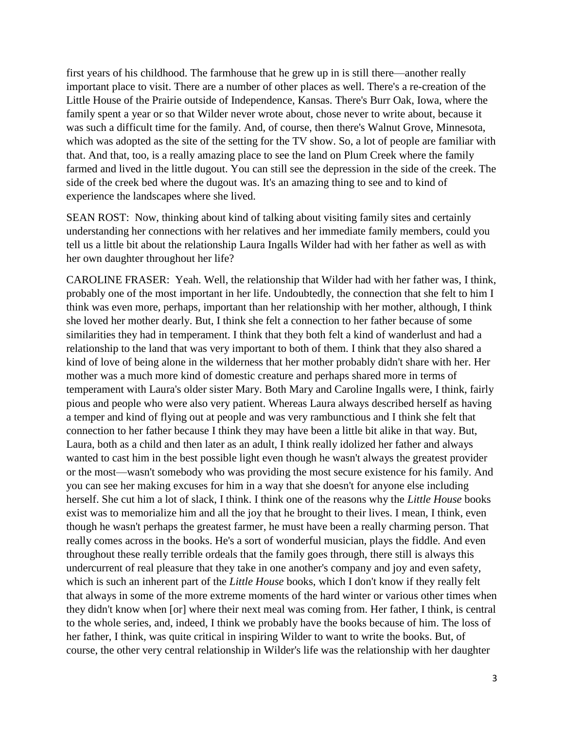first years of his childhood. The farmhouse that he grew up in is still there—another really important place to visit. There are a number of other places as well. There's a re-creation of the Little House of the Prairie outside of Independence, Kansas. There's Burr Oak, Iowa, where the family spent a year or so that Wilder never wrote about, chose never to write about, because it was such a difficult time for the family. And, of course, then there's Walnut Grove, Minnesota, which was adopted as the site of the setting for the TV show. So, a lot of people are familiar with that. And that, too, is a really amazing place to see the land on Plum Creek where the family farmed and lived in the little dugout. You can still see the depression in the side of the creek. The side of the creek bed where the dugout was. It's an amazing thing to see and to kind of experience the landscapes where she lived.

SEAN ROST: Now, thinking about kind of talking about visiting family sites and certainly understanding her connections with her relatives and her immediate family members, could you tell us a little bit about the relationship Laura Ingalls Wilder had with her father as well as with her own daughter throughout her life?

CAROLINE FRASER: Yeah. Well, the relationship that Wilder had with her father was, I think, probably one of the most important in her life. Undoubtedly, the connection that she felt to him I think was even more, perhaps, important than her relationship with her mother, although, I think she loved her mother dearly. But, I think she felt a connection to her father because of some similarities they had in temperament. I think that they both felt a kind of wanderlust and had a relationship to the land that was very important to both of them. I think that they also shared a kind of love of being alone in the wilderness that her mother probably didn't share with her. Her mother was a much more kind of domestic creature and perhaps shared more in terms of temperament with Laura's older sister Mary. Both Mary and Caroline Ingalls were, I think, fairly pious and people who were also very patient. Whereas Laura always described herself as having a temper and kind of flying out at people and was very rambunctious and I think she felt that connection to her father because I think they may have been a little bit alike in that way. But, Laura, both as a child and then later as an adult, I think really idolized her father and always wanted to cast him in the best possible light even though he wasn't always the greatest provider or the most—wasn't somebody who was providing the most secure existence for his family. And you can see her making excuses for him in a way that she doesn't for anyone else including herself. She cut him a lot of slack, I think. I think one of the reasons why the *Little House* books exist was to memorialize him and all the joy that he brought to their lives. I mean, I think, even though he wasn't perhaps the greatest farmer, he must have been a really charming person. That really comes across in the books. He's a sort of wonderful musician, plays the fiddle. And even throughout these really terrible ordeals that the family goes through, there still is always this undercurrent of real pleasure that they take in one another's company and joy and even safety, which is such an inherent part of the *Little House* books, which I don't know if they really felt that always in some of the more extreme moments of the hard winter or various other times when they didn't know when [or] where their next meal was coming from. Her father, I think, is central to the whole series, and, indeed, I think we probably have the books because of him. The loss of her father, I think, was quite critical in inspiring Wilder to want to write the books. But, of course, the other very central relationship in Wilder's life was the relationship with her daughter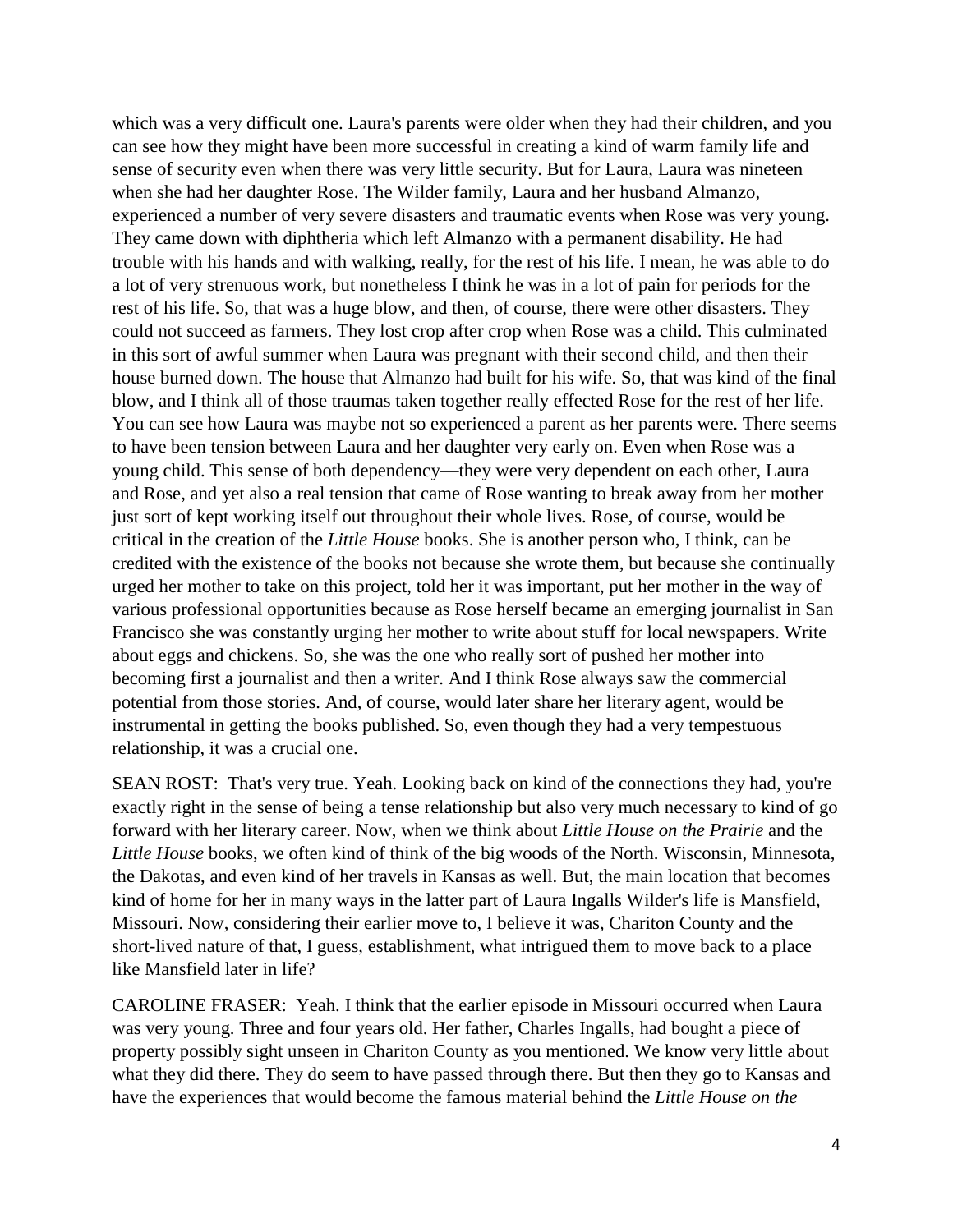which was a very difficult one. Laura's parents were older when they had their children, and you can see how they might have been more successful in creating a kind of warm family life and sense of security even when there was very little security. But for Laura, Laura was nineteen when she had her daughter Rose. The Wilder family, Laura and her husband Almanzo, experienced a number of very severe disasters and traumatic events when Rose was very young. They came down with diphtheria which left Almanzo with a permanent disability. He had trouble with his hands and with walking, really, for the rest of his life. I mean, he was able to do a lot of very strenuous work, but nonetheless I think he was in a lot of pain for periods for the rest of his life. So, that was a huge blow, and then, of course, there were other disasters. They could not succeed as farmers. They lost crop after crop when Rose was a child. This culminated in this sort of awful summer when Laura was pregnant with their second child, and then their house burned down. The house that Almanzo had built for his wife. So, that was kind of the final blow, and I think all of those traumas taken together really effected Rose for the rest of her life. You can see how Laura was maybe not so experienced a parent as her parents were. There seems to have been tension between Laura and her daughter very early on. Even when Rose was a young child. This sense of both dependency—they were very dependent on each other, Laura and Rose, and yet also a real tension that came of Rose wanting to break away from her mother just sort of kept working itself out throughout their whole lives. Rose, of course, would be critical in the creation of the *Little House* books. She is another person who, I think, can be credited with the existence of the books not because she wrote them, but because she continually urged her mother to take on this project, told her it was important, put her mother in the way of various professional opportunities because as Rose herself became an emerging journalist in San Francisco she was constantly urging her mother to write about stuff for local newspapers. Write about eggs and chickens. So, she was the one who really sort of pushed her mother into becoming first a journalist and then a writer. And I think Rose always saw the commercial potential from those stories. And, of course, would later share her literary agent, would be instrumental in getting the books published. So, even though they had a very tempestuous relationship, it was a crucial one.

SEAN ROST: That's very true. Yeah. Looking back on kind of the connections they had, you're exactly right in the sense of being a tense relationship but also very much necessary to kind of go forward with her literary career. Now, when we think about *Little House on the Prairie* and the *Little House* books, we often kind of think of the big woods of the North. Wisconsin, Minnesota, the Dakotas, and even kind of her travels in Kansas as well. But, the main location that becomes kind of home for her in many ways in the latter part of Laura Ingalls Wilder's life is Mansfield, Missouri. Now, considering their earlier move to, I believe it was, Chariton County and the short-lived nature of that, I guess, establishment, what intrigued them to move back to a place like Mansfield later in life?

CAROLINE FRASER: Yeah. I think that the earlier episode in Missouri occurred when Laura was very young. Three and four years old. Her father, Charles Ingalls, had bought a piece of property possibly sight unseen in Chariton County as you mentioned. We know very little about what they did there. They do seem to have passed through there. But then they go to Kansas and have the experiences that would become the famous material behind the *Little House on the*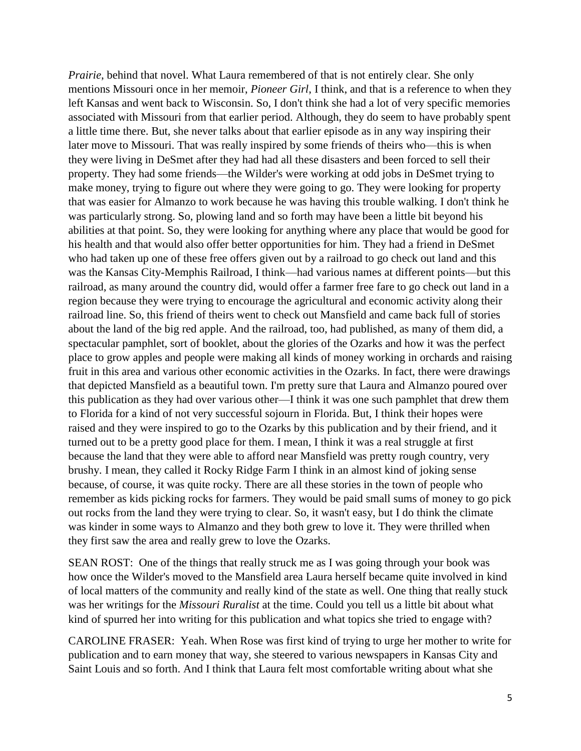*Prairie*, behind that novel. What Laura remembered of that is not entirely clear. She only mentions Missouri once in her memoir, *Pioneer Girl*, I think, and that is a reference to when they left Kansas and went back to Wisconsin. So, I don't think she had a lot of very specific memories associated with Missouri from that earlier period. Although, they do seem to have probably spent a little time there. But, she never talks about that earlier episode as in any way inspiring their later move to Missouri. That was really inspired by some friends of theirs who—this is when they were living in DeSmet after they had had all these disasters and been forced to sell their property. They had some friends—the Wilder's were working at odd jobs in DeSmet trying to make money, trying to figure out where they were going to go. They were looking for property that was easier for Almanzo to work because he was having this trouble walking. I don't think he was particularly strong. So, plowing land and so forth may have been a little bit beyond his abilities at that point. So, they were looking for anything where any place that would be good for his health and that would also offer better opportunities for him. They had a friend in DeSmet who had taken up one of these free offers given out by a railroad to go check out land and this was the Kansas City-Memphis Railroad, I think—had various names at different points—but this railroad, as many around the country did, would offer a farmer free fare to go check out land in a region because they were trying to encourage the agricultural and economic activity along their railroad line. So, this friend of theirs went to check out Mansfield and came back full of stories about the land of the big red apple. And the railroad, too, had published, as many of them did, a spectacular pamphlet, sort of booklet, about the glories of the Ozarks and how it was the perfect place to grow apples and people were making all kinds of money working in orchards and raising fruit in this area and various other economic activities in the Ozarks. In fact, there were drawings that depicted Mansfield as a beautiful town. I'm pretty sure that Laura and Almanzo poured over this publication as they had over various other—I think it was one such pamphlet that drew them to Florida for a kind of not very successful sojourn in Florida. But, I think their hopes were raised and they were inspired to go to the Ozarks by this publication and by their friend, and it turned out to be a pretty good place for them. I mean, I think it was a real struggle at first because the land that they were able to afford near Mansfield was pretty rough country, very brushy. I mean, they called it Rocky Ridge Farm I think in an almost kind of joking sense because, of course, it was quite rocky. There are all these stories in the town of people who remember as kids picking rocks for farmers. They would be paid small sums of money to go pick out rocks from the land they were trying to clear. So, it wasn't easy, but I do think the climate was kinder in some ways to Almanzo and they both grew to love it. They were thrilled when they first saw the area and really grew to love the Ozarks.

SEAN ROST: One of the things that really struck me as I was going through your book was how once the Wilder's moved to the Mansfield area Laura herself became quite involved in kind of local matters of the community and really kind of the state as well. One thing that really stuck was her writings for the *Missouri Ruralist* at the time. Could you tell us a little bit about what kind of spurred her into writing for this publication and what topics she tried to engage with?

CAROLINE FRASER: Yeah. When Rose was first kind of trying to urge her mother to write for publication and to earn money that way, she steered to various newspapers in Kansas City and Saint Louis and so forth. And I think that Laura felt most comfortable writing about what she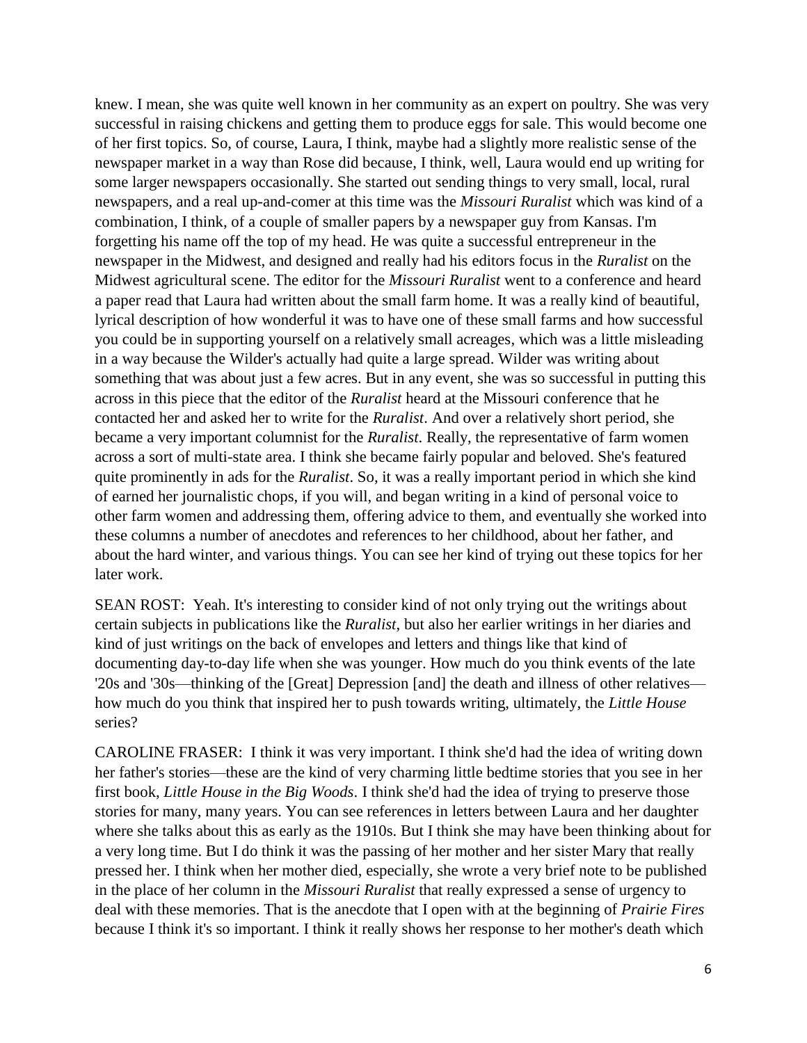knew. I mean, she was quite well known in her community as an expert on poultry. She was very successful in raising chickens and getting them to produce eggs for sale. This would become one of her first topics. So, of course, Laura, I think, maybe had a slightly more realistic sense of the newspaper market in a way than Rose did because, I think, well, Laura would end up writing for some larger newspapers occasionally. She started out sending things to very small, local, rural newspapers, and a real up-and-comer at this time was the *Missouri Ruralist* which was kind of a combination, I think, of a couple of smaller papers by a newspaper guy from Kansas. I'm forgetting his name off the top of my head. He was quite a successful entrepreneur in the newspaper in the Midwest, and designed and really had his editors focus in the *Ruralist* on the Midwest agricultural scene. The editor for the *Missouri Ruralist* went to a conference and heard a paper read that Laura had written about the small farm home. It was a really kind of beautiful, lyrical description of how wonderful it was to have one of these small farms and how successful you could be in supporting yourself on a relatively small acreages, which was a little misleading in a way because the Wilder's actually had quite a large spread. Wilder was writing about something that was about just a few acres. But in any event, she was so successful in putting this across in this piece that the editor of the *Ruralist* heard at the Missouri conference that he contacted her and asked her to write for the *Ruralist*. And over a relatively short period, she became a very important columnist for the *Ruralist*. Really, the representative of farm women across a sort of multi-state area. I think she became fairly popular and beloved. She's featured quite prominently in ads for the *Ruralist*. So, it was a really important period in which she kind of earned her journalistic chops, if you will, and began writing in a kind of personal voice to other farm women and addressing them, offering advice to them, and eventually she worked into these columns a number of anecdotes and references to her childhood, about her father, and about the hard winter, and various things. You can see her kind of trying out these topics for her later work.

SEAN ROST: Yeah. It's interesting to consider kind of not only trying out the writings about certain subjects in publications like the *Ruralist*, but also her earlier writings in her diaries and kind of just writings on the back of envelopes and letters and things like that kind of documenting day-to-day life when she was younger. How much do you think events of the late '20s and '30s—thinking of the [Great] Depression [and] the death and illness of other relatives—how much do you think that inspired her to push towards writing, ultimately, the *Little House* series?

CAROLINE FRASER: I think it was very important. I think she'd had the idea of writing down her father's stories—these are the kind of very charming little bedtime stories that you see in her first book, *Little House in the Big Woods*. I think she'd had the idea of trying to preserve those stories for many, many years. You can see references in letters between Laura and her daughter where she talks about this as early as the 1910s. But I think she may have been thinking about for a very long time. But I do think it was the passing of her mother and her sister Mary that really pressed her. I think when her mother died, especially, she wrote a very brief note to be published in the place of her column in the *Missouri Ruralist* that really expressed a sense of urgency to deal with these memories. That is the anecdote that I open with at the beginning of *Prairie Fires* because I think it's so important. I think it really shows her response to her mother's death which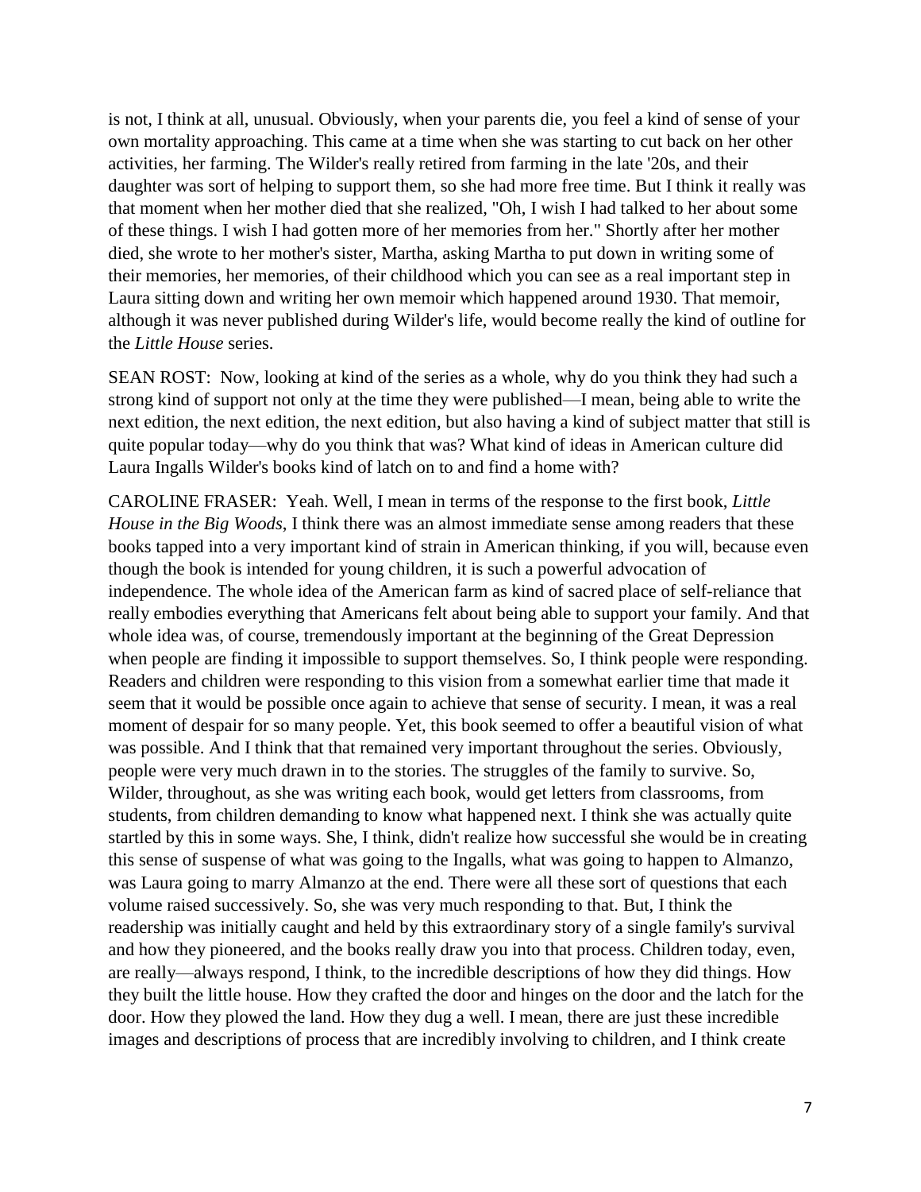is not, I think at all, unusual. Obviously, when your parents die, you feel a kind of sense of your own mortality approaching. This came at a time when she was starting to cut back on her other activities, her farming. The Wilder's really retired from farming in the late '20s, and their daughter was sort of helping to support them, so she had more free time. But I think it really was that moment when her mother died that she realized, "Oh, I wish I had talked to her about some of these things. I wish I had gotten more of her memories from her." Shortly after her mother died, she wrote to her mother's sister, Martha, asking Martha to put down in writing some of their memories, her memories, of their childhood which you can see as a real important step in Laura sitting down and writing her own memoir which happened around 1930. That memoir, although it was never published during Wilder's life, would become really the kind of outline for the *Little House* series.

SEAN ROST: Now, looking at kind of the series as a whole, why do you think they had such a strong kind of support not only at the time they were published—I mean, being able to write the next edition, the next edition, the next edition, but also having a kind of subject matter that still is quite popular today—why do you think that was? What kind of ideas in American culture did Laura Ingalls Wilder's books kind of latch on to and find a home with?

CAROLINE FRASER: Yeah. Well, I mean in terms of the response to the first book, *Little House in the Big Woods*, I think there was an almost immediate sense among readers that these books tapped into a very important kind of strain in American thinking, if you will, because even though the book is intended for young children, it is such a powerful advocation of independence. The whole idea of the American farm as kind of sacred place of self-reliance that really embodies everything that Americans felt about being able to support your family. And that whole idea was, of course, tremendously important at the beginning of the Great Depression when people are finding it impossible to support themselves. So, I think people were responding. Readers and children were responding to this vision from a somewhat earlier time that made it seem that it would be possible once again to achieve that sense of security. I mean, it was a real moment of despair for so many people. Yet, this book seemed to offer a beautiful vision of what was possible. And I think that that remained very important throughout the series. Obviously, people were very much drawn in to the stories. The struggles of the family to survive. So, Wilder, throughout, as she was writing each book, would get letters from classrooms, from students, from children demanding to know what happened next. I think she was actually quite startled by this in some ways. She, I think, didn't realize how successful she would be in creating this sense of suspense of what was going to the Ingalls, what was going to happen to Almanzo, was Laura going to marry Almanzo at the end. There were all these sort of questions that each volume raised successively. So, she was very much responding to that. But, I think the readership was initially caught and held by this extraordinary story of a single family's survival and how they pioneered, and the books really draw you into that process. Children today, even, are really—always respond, I think, to the incredible descriptions of how they did things. How they built the little house. How they crafted the door and hinges on the door and the latch for the door. How they plowed the land. How they dug a well. I mean, there are just these incredible images and descriptions of process that are incredibly involving to children, and I think create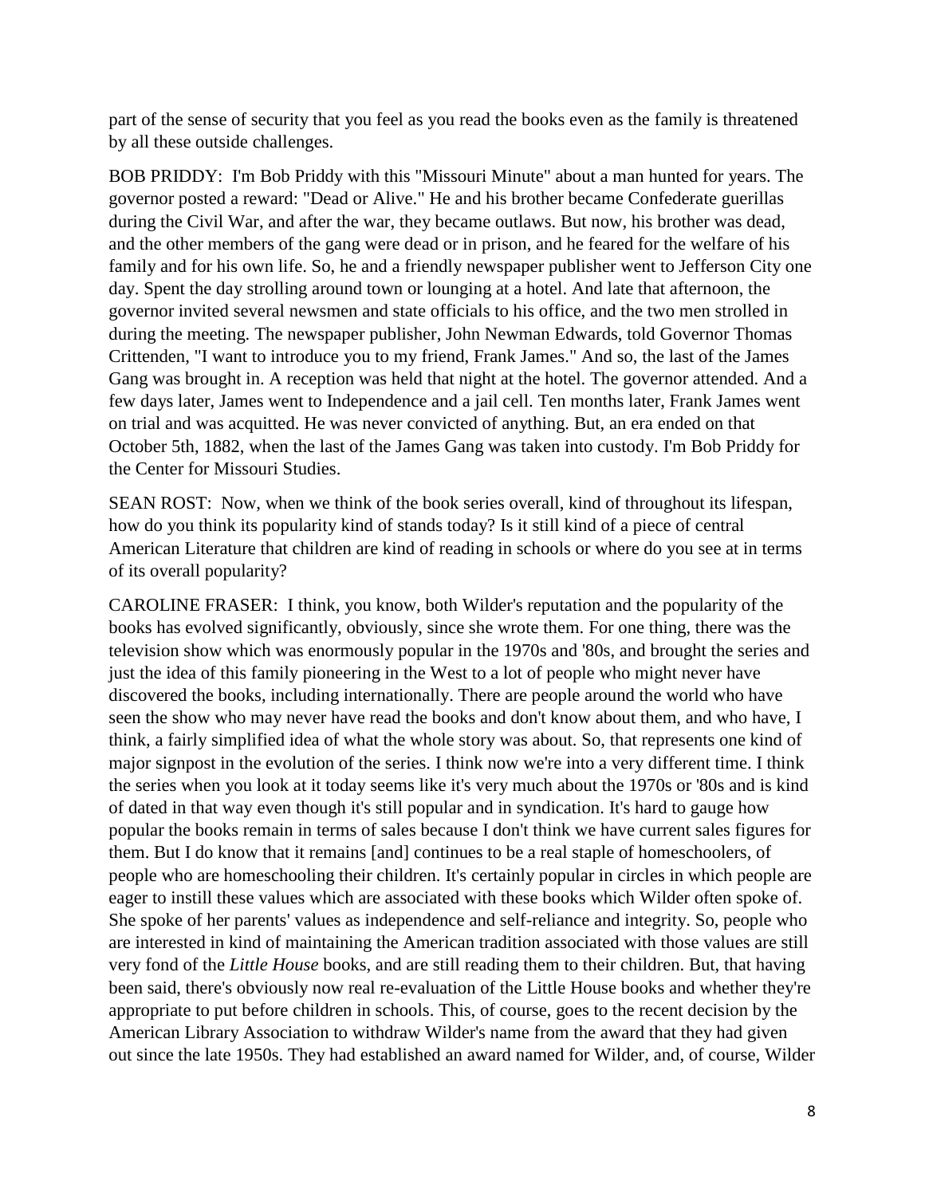part of the sense of security that you feel as you read the books even as the family is threatened by all these outside challenges.

BOB PRIDDY: I'm Bob Priddy with this "Missouri Minute" about a man hunted for years. The governor posted a reward: "Dead or Alive." He and his brother became Confederate guerillas during the Civil War, and after the war, they became outlaws. But now, his brother was dead, and the other members of the gang were dead or in prison, and he feared for the welfare of his family and for his own life. So, he and a friendly newspaper publisher went to Jefferson City one day. Spent the day strolling around town or lounging at a hotel. And late that afternoon, the governor invited several newsmen and state officials to his office, and the two men strolled in during the meeting. The newspaper publisher, John Newman Edwards, told Governor Thomas Crittenden, "I want to introduce you to my friend, Frank James." And so, the last of the James Gang was brought in. A reception was held that night at the hotel. The governor attended. And a few days later, James went to Independence and a jail cell. Ten months later, Frank James went on trial and was acquitted. He was never convicted of anything. But, an era ended on that October 5th, 1882, when the last of the James Gang was taken into custody. I'm Bob Priddy for the Center for Missouri Studies.

SEAN ROST: Now, when we think of the book series overall, kind of throughout its lifespan, how do you think its popularity kind of stands today? Is it still kind of a piece of central American Literature that children are kind of reading in schools or where do you see at in terms of its overall popularity?

CAROLINE FRASER: I think, you know, both Wilder's reputation and the popularity of the books has evolved significantly, obviously, since she wrote them. For one thing, there was the television show which was enormously popular in the 1970s and '80s, and brought the series and just the idea of this family pioneering in the West to a lot of people who might never have discovered the books, including internationally. There are people around the world who have seen the show who may never have read the books and don't know about them, and who have, I think, a fairly simplified idea of what the whole story was about. So, that represents one kind of major signpost in the evolution of the series. I think now we're into a very different time. I think the series when you look at it today seems like it's very much about the 1970s or '80s and is kind of dated in that way even though it's still popular and in syndication. It's hard to gauge how popular the books remain in terms of sales because I don't think we have current sales figures for them. But I do know that it remains [and] continues to be a real staple of homeschoolers, of people who are homeschooling their children. It's certainly popular in circles in which people are eager to instill these values which are associated with these books which Wilder often spoke of. She spoke of her parents' values as independence and self-reliance and integrity. So, people who are interested in kind of maintaining the American tradition associated with those values are still very fond of the *Little House* books, and are still reading them to their children. But, that having been said, there's obviously now real re-evaluation of the Little House books and whether they're appropriate to put before children in schools. This, of course, goes to the recent decision by the American Library Association to withdraw Wilder's name from the award that they had given out since the late 1950s. They had established an award named for Wilder, and, of course, Wilder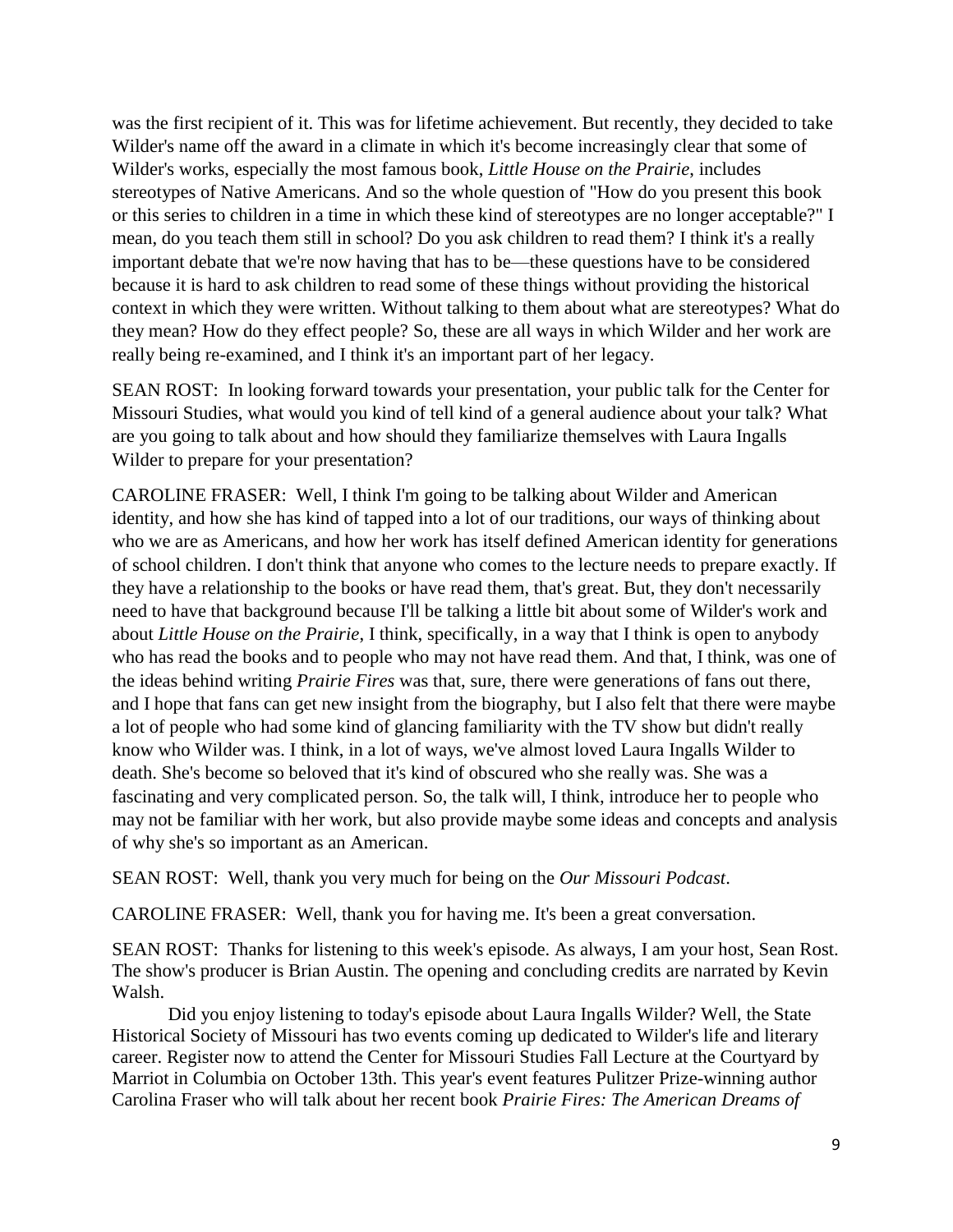was the first recipient of it. This was for lifetime achievement. But recently, they decided to take Wilder's name off the award in a climate in which it's become increasingly clear that some of Wilder's works, especially the most famous book, *Little House on the Prairie*, includes stereotypes of Native Americans. And so the whole question of "How do you present this book or this series to children in a time in which these kind of stereotypes are no longer acceptable?" I mean, do you teach them still in school? Do you ask children to read them? I think it's a really important debate that we're now having that has to be—these questions have to be considered because it is hard to ask children to read some of these things without providing the historical context in which they were written. Without talking to them about what are stereotypes? What do they mean? How do they effect people? So, these are all ways in which Wilder and her work are really being re-examined, and I think it's an important part of her legacy.

SEAN ROST: In looking forward towards your presentation, your public talk for the Center for Missouri Studies, what would you kind of tell kind of a general audience about your talk? What are you going to talk about and how should they familiarize themselves with Laura Ingalls Wilder to prepare for your presentation?

CAROLINE FRASER: Well, I think I'm going to be talking about Wilder and American identity, and how she has kind of tapped into a lot of our traditions, our ways of thinking about who we are as Americans, and how her work has itself defined American identity for generations of school children. I don't think that anyone who comes to the lecture needs to prepare exactly. If they have a relationship to the books or have read them, that's great. But, they don't necessarily need to have that background because I'll be talking a little bit about some of Wilder's work and about *Little House on the Prairie*, I think, specifically, in a way that I think is open to anybody who has read the books and to people who may not have read them. And that, I think, was one of the ideas behind writing *Prairie Fires* was that, sure, there were generations of fans out there, and I hope that fans can get new insight from the biography, but I also felt that there were maybe a lot of people who had some kind of glancing familiarity with the TV show but didn't really know who Wilder was. I think, in a lot of ways, we've almost loved Laura Ingalls Wilder to death. She's become so beloved that it's kind of obscured who she really was. She was a fascinating and very complicated person. So, the talk will, I think, introduce her to people who may not be familiar with her work, but also provide maybe some ideas and concepts and analysis of why she's so important as an American.

SEAN ROST: Well, thank you very much for being on the *Our Missouri Podcast*.

CAROLINE FRASER: Well, thank you for having me. It's been a great conversation.

SEAN ROST: Thanks for listening to this week's episode. As always, I am your host, Sean Rost. The show's producer is Brian Austin. The opening and concluding credits are narrated by Kevin Walsh.

Did you enjoy listening to today's episode about Laura Ingalls Wilder? Well, the State Historical Society of Missouri has two events coming up dedicated to Wilder's life and literary career. Register now to attend the Center for Missouri Studies Fall Lecture at the Courtyard by Marriot in Columbia on October 13th. This year's event features Pulitzer Prize-winning author Carolina Fraser who will talk about her recent book *Prairie Fires: The American Dreams of*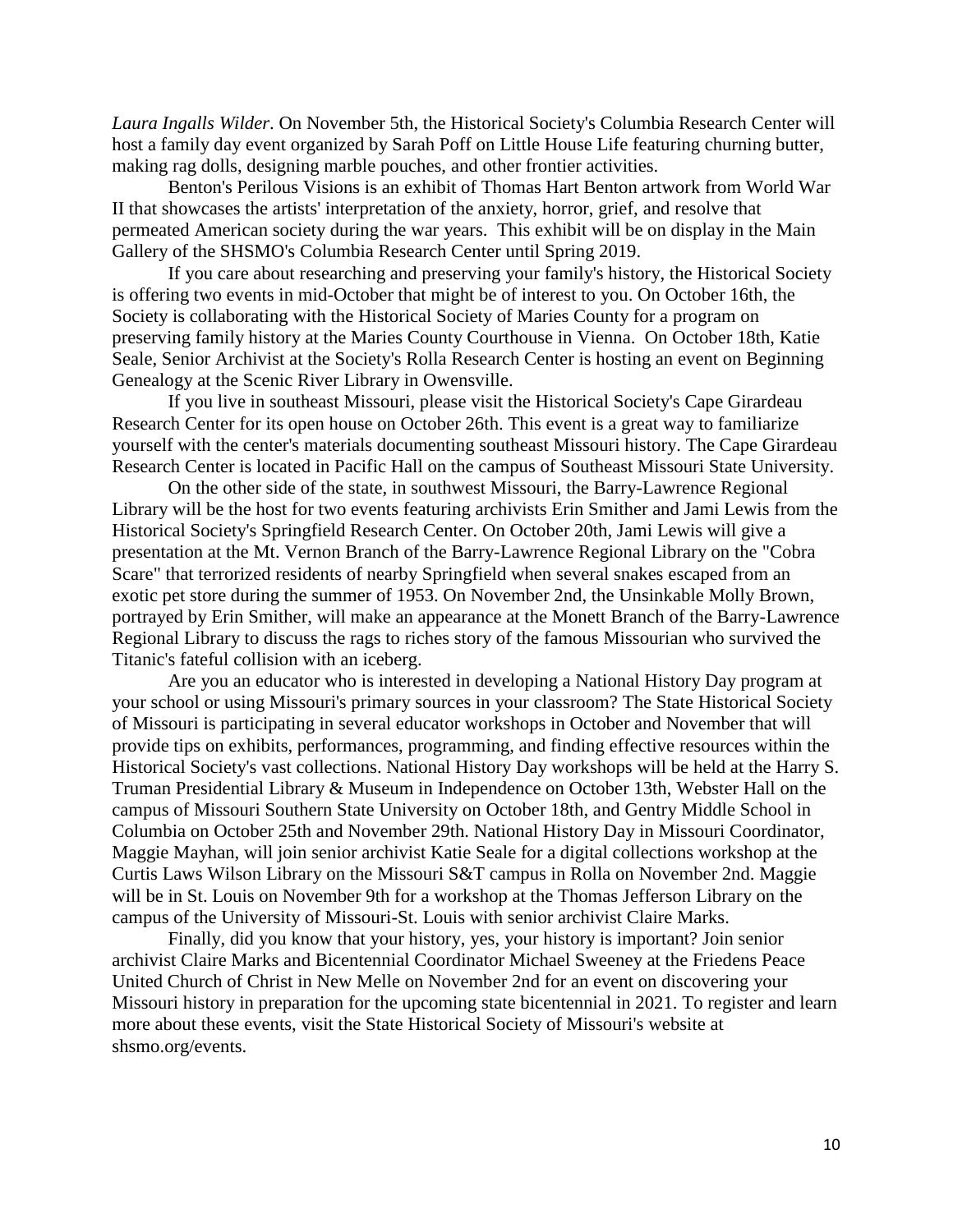*Laura Ingalls Wilder*. On November 5th, the Historical Society's Columbia Research Center will host a family day event organized by Sarah Poff on Little House Life featuring churning butter, making rag dolls, designing marble pouches, and other frontier activities.

Benton's Perilous Visions is an exhibit of Thomas Hart Benton artwork from World War II that showcases the artists' interpretation of the anxiety, horror, grief, and resolve that permeated American society during the war years. This exhibit will be on display in the Main Gallery of the SHSMO's Columbia Research Center until Spring 2019.

If you care about researching and preserving your family's history, the Historical Society is offering two events in mid-October that might be of interest to you. On October 16th, the Society is collaborating with the Historical Society of Maries County for a program on preserving family history at the Maries County Courthouse in Vienna. On October 18th, Katie Seale, Senior Archivist at the Society's Rolla Research Center is hosting an event on Beginning Genealogy at the Scenic River Library in Owensville.

If you live in southeast Missouri, please visit the Historical Society's Cape Girardeau Research Center for its open house on October 26th. This event is a great way to familiarize yourself with the center's materials documenting southeast Missouri history. The Cape Girardeau Research Center is located in Pacific Hall on the campus of Southeast Missouri State University.

On the other side of the state, in southwest Missouri, the Barry-Lawrence Regional Library will be the host for two events featuring archivists Erin Smither and Jami Lewis from the Historical Society's Springfield Research Center. On October 20th, Jami Lewis will give a presentation at the Mt. Vernon Branch of the Barry-Lawrence Regional Library on the "Cobra Scare" that terrorized residents of nearby Springfield when several snakes escaped from an exotic pet store during the summer of 1953. On November 2nd, the Unsinkable Molly Brown, portrayed by Erin Smither, will make an appearance at the Monett Branch of the Barry-Lawrence Regional Library to discuss the rags to riches story of the famous Missourian who survived the Titanic's fateful collision with an iceberg.

Are you an educator who is interested in developing a National History Day program at your school or using Missouri's primary sources in your classroom? The State Historical Society of Missouri is participating in several educator workshops in October and November that will provide tips on exhibits, performances, programming, and finding effective resources within the Historical Society's vast collections. National History Day workshops will be held at the Harry S. Truman Presidential Library & Museum in Independence on October 13th, Webster Hall on the campus of Missouri Southern State University on October 18th, and Gentry Middle School in Columbia on October 25th and November 29th. National History Day in Missouri Coordinator, Maggie Mayhan, will join senior archivist Katie Seale for a digital collections workshop at the Curtis Laws Wilson Library on the Missouri S&T campus in Rolla on November 2nd. Maggie will be in St. Louis on November 9th for a workshop at the Thomas Jefferson Library on the campus of the University of Missouri-St. Louis with senior archivist Claire Marks.

Finally, did you know that your history, yes, your history is important? Join senior archivist Claire Marks and Bicentennial Coordinator Michael Sweeney at the Friedens Peace United Church of Christ in New Melle on November 2nd for an event on discovering your Missouri history in preparation for the upcoming state bicentennial in 2021. To register and learn more about these events, visit the State Historical Society of Missouri's website at shsmo.org/events.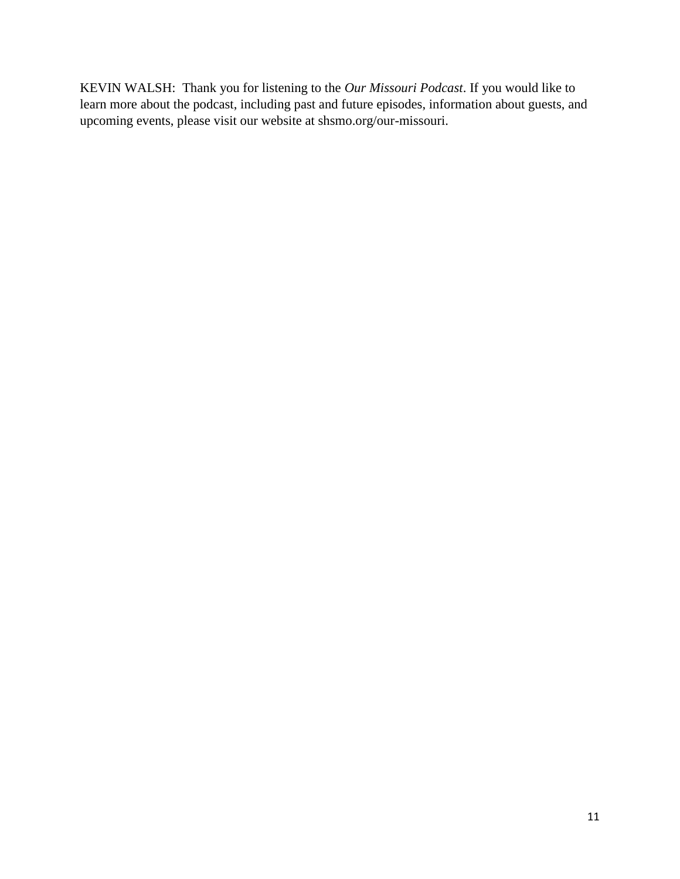KEVIN WALSH: Thank you for listening to the *Our Missouri Podcast*. If you would like to learn more about the podcast, including past and future episodes, information about guests, and upcoming events, please visit our website at shsmo.org/our-missouri.